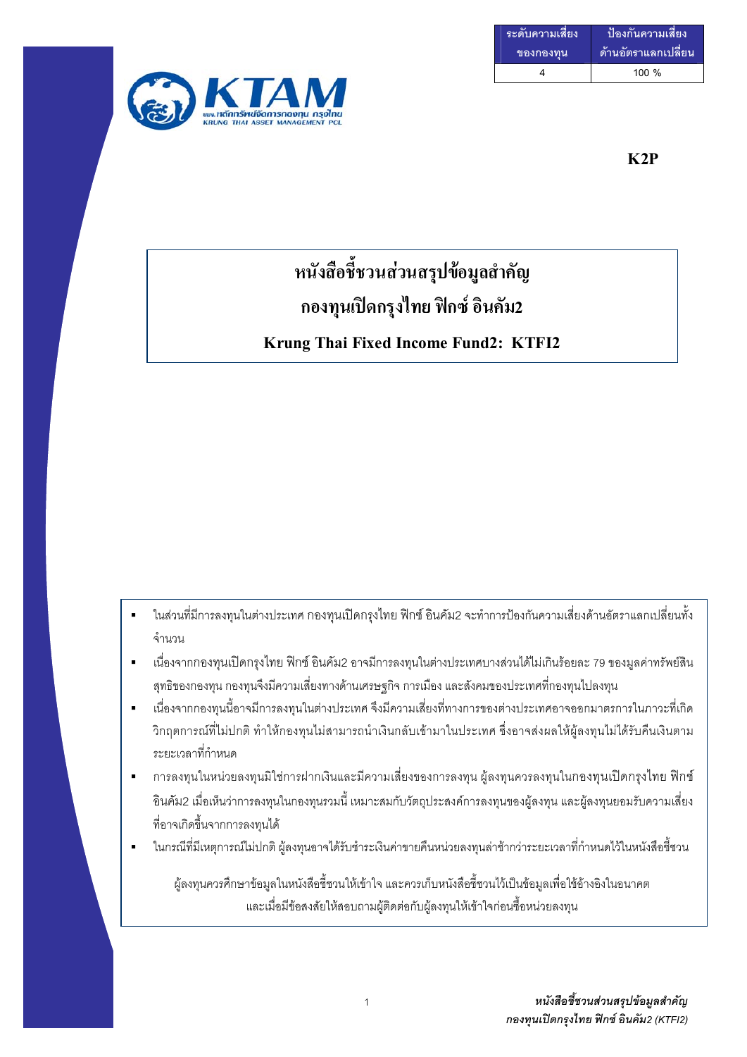| ระดับความเสี่ยงของกองทุน | ป้องกันความเสี่ยงด้านอัตราแลกเปลี่ยน |
| --- | --- |
| 4 | 100 % |

**K2P**

# หนังสือชี้ชวนส่วนสรุปข้อมูลสำคัญ
# กองทุนเปิดกรุงไทย ฟิกซ์ อินคัม2

**Krung Thai Fixed Income Fund2: KTFI2**

- ในส่วนที่มีการลงทุนในต่างประเทศ กองทุนเปิดกรุงไทย ฟิกซ์ อินคัม2 จะทำการป้องกันความเสี่ยงด้านอัตราแลกเปลี่ยนทั้งจำนวน
- เนื่องจากกองทุนเปิดกรุงไทย ฟิกซ์ อินคัม2 อาจมีการลงทุนในต่างประเทศบางส่วนได้ไม่เกินร้อยละ 79 ของมูลค่าทรัพย์สินสุทธิของกองทุน กองทุนจึงมีความเสี่ยงทางด้านเศรษฐกิจ การเมือง และสังคมของประเทศที่กองทุนไปลงทุน
- เนื่องจากกองทุนนี้อาจมีการลงทุนในต่างประเทศ จึงมีความเสี่ยงที่ทางการของต่างประเทศอาจออกมาตรการในภาวะที่เกิดวิกฤตการณ์ที่ไม่ปกติ ทำให้กองทุนไม่สามารถนำเงินกลับเข้ามาในประเทศ ซึ่งอาจส่งผลให้ผู้ลงทุนไม่ได้รับคืนเงินตามระยะเวลาที่กำหนด
- การลงทุนในหน่วยลงทุนมิใช่การฝากเงินและมีความเสี่ยงของการลงทุน ผู้ลงทุนควรลงทุนในกองทุนเปิดกรุงไทย ฟิกซ์ อินคัม2 เมื่อเห็นว่าการลงทุนในกองทุนรวมนี้ เหมาะสมกับวัตถุประสงค์การลงทุนของผู้ลงทุน และผู้ลงทุนยอมรับความเสี่ยงที่อาจเกิดขึ้นจากการลงทุนได้
- ในกรณีที่มีเหตุการณ์ไม่ปกติ ผู้ลงทุนอาจได้รับชำระเงินค่าขายคืนหน่วยลงทุนล่าช้ากว่าระยะเวลาที่กำหนดไว้ในหนังสือชี้ชวน

ผู้ลงทุนควรศึกษาข้อมูลในหนังสือชี้ชวนให้เข้าใจ และควรเก็บหนังสือชี้ชวนไว้เป็นข้อมูลเพื่อใช้อ้างอิงในอนาคต และเมื่อมีข้อสงสัยให้สอบถามผู้ติดต่อกับผู้ลงทุนให้เข้าใจก่อนซื้อหน่วยลงทุน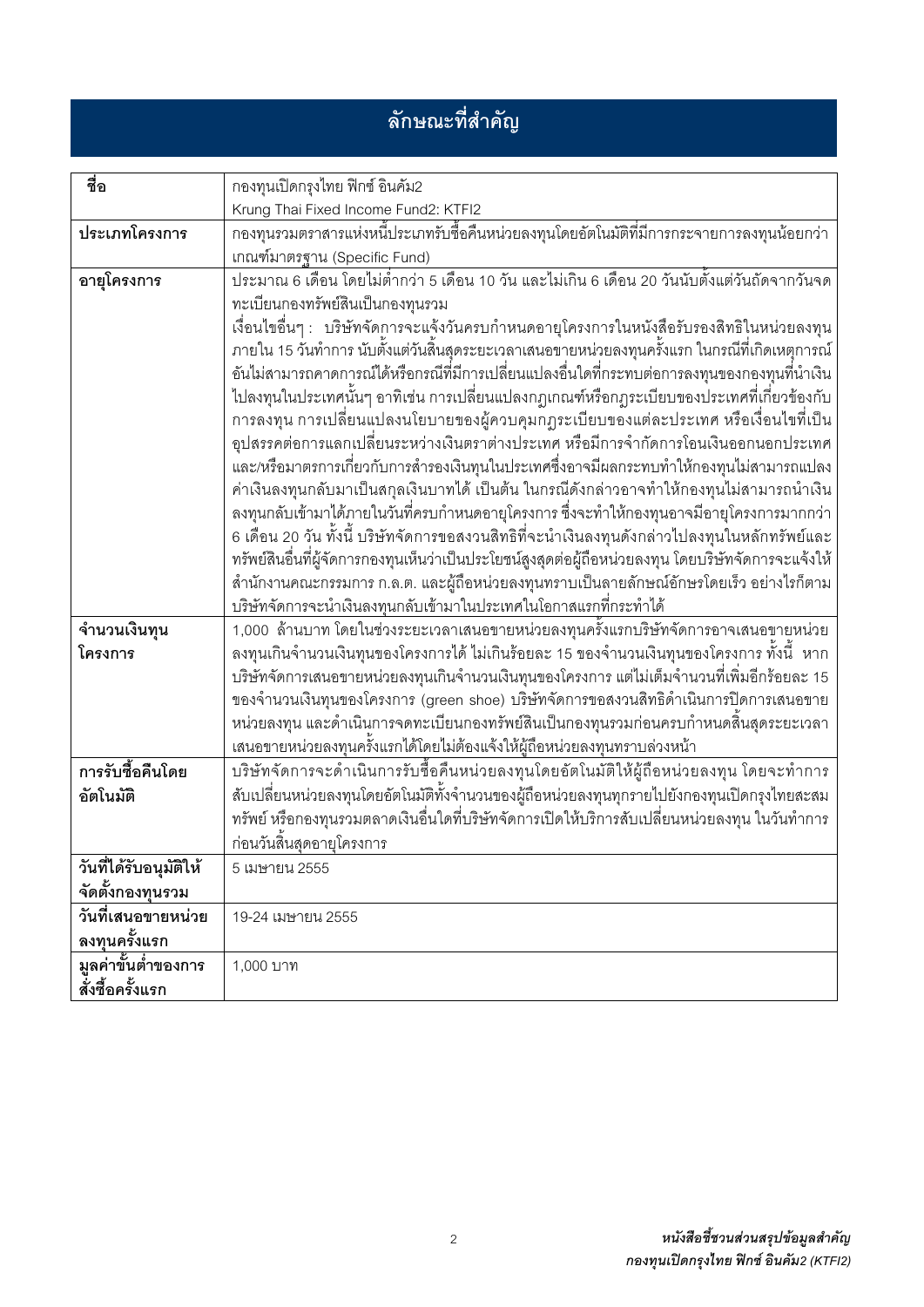## ลักษณะที่สำคัญ

| | |
|---|---|
| **ชื่อ** | กองทุนเปิดกรุงไทย ฟิกซ์ อินคัม2<br>Krung Thai Fixed Income Fund2: KTFI2 |
| **ประเภทโครงการ** | กองทุนรวมตราสารแห่งหนี้ประเภทรับซื้อคืนหน่วยลงทุนโดยอัตโนมัติที่มีการกระจายการลงทุนน้อยกว่าเกณฑ์มาตรฐาน (Specific Fund) |
| **อายุโครงการ** | ประมาณ 6 เดือน โดยไม่ต่ำกว่า 5 เดือน 10 วัน และไม่เกิน 6 เดือน 20 วันนับตั้งแต่วันถัดจากวันจดทะเบียนกองทรัพย์สินเป็นกองทุนรวม<br>เงื่อนไขอื่นๆ : บริษัทจัดการจะแจ้งวันครบกำหนดอายุโครงการในหนังสือรับรองสิทธิในหน่วยลงทุนภายใน 15 วันทำการ นับตั้งแต่วันสิ้นสุดระยะเวลาเสนอขายหน่วยลงทุนครั้งแรก ในกรณีที่เกิดเหตุการณ์อันไม่สามารถคาดการณ์ได้หรือกรณีที่มีการเปลี่ยนแปลงอื่นใดที่กระทบต่อการลงทุนของกองทุนที่นำเงินไปลงทุนในประเทศนั้นๆ อาทิเช่น การเปลี่ยนแปลงกฎเกณฑ์หรือกฎระเบียบของประเทศที่เกี่ยวข้องกับการลงทุน การเปลี่ยนแปลงนโยบายของผู้ควบคุมกฎระเบียบของแต่ละประเทศ หรือเงื่อนไขที่เป็นอุปสรรคต่อการแลกเปลี่ยนระหว่างเงินตราต่างประเทศ หรือมีการจำกัดการโอนเงินออกนอกประเทศ และ/หรือมาตรการเกี่ยวกับการสำรองเงินทุนในประเทศซึ่งอาจมีผลกระทบทำให้กองทุนไม่สามารถแปลงค่าเงินลงทุนกลับมาเป็นสกุลเงินบาทได้ เป็นต้น ในกรณีดังกล่าวอาจทำให้กองทุนไม่สามารถนำเงินลงทุนกลับเข้ามาได้ภายในวันที่ครบกำหนดอายุโครงการ ซึ่งจะทำให้กองทุนอาจมีอายุโครงการมากกว่า 6 เดือน 20 วัน ทั้งนี้ บริษัทจัดการขอสงวนสิทธิที่จะนำเงินลงทุนดังกล่าวไปลงทุนในหลักทรัพย์และทรัพย์สินอื่นที่ผู้จัดการกองทุนเห็นว่าเป็นประโยชน์สูงสุดต่อผู้ถือหน่วยลงทุน โดยบริษัทจัดการจะแจ้งให้สำนักงานคณะกรรมการ ก.ล.ต. และผู้ถือหน่วยลงทุนทราบเป็นลายลักษณ์อักษรโดยเร็ว อย่างไรก็ตามบริษัทจัดการจะนำเงินลงทุนกลับเข้ามาในประเทศในโอกาสแรกที่กระทำได้ |
| **จำนวนเงินทุนโครงการ** | 1,000 ล้านบาท โดยในช่วงระยะเวลาเสนอขายหน่วยลงทุนครั้งแรกบริษัทจัดการอาจเสนอขายหน่วยลงทุนเกินจำนวนเงินทุนของโครงการได้ ไม่เกินร้อยละ 15 ของจำนวนเงินทุนของโครงการ ทั้งนี้ หากบริษัทจัดการเสนอขายหน่วยลงทุนเกินจำนวนเงินทุนของโครงการ แต่ไม่เต็มจำนวนที่เพิ่มอีกร้อยละ 15 ของจำนวนเงินทุนของโครงการ (green shoe) บริษัทจัดการขอสงวนสิทธิดำเนินการปิดการเสนอขายหน่วยลงทุน และดำเนินการจดทะเบียนกองทรัพย์สินเป็นกองทุนรวมก่อนครบกำหนดสิ้นสุดระยะเวลาเสนอขายหน่วยลงทุนครั้งแรกได้โดยไม่ต้องแจ้งให้ผู้ถือหน่วยลงทุนทราบล่วงหน้า |
| **การรับซื้อคืนโดยอัตโนมัติ** | บริษัทจัดการจะดำเนินการรับซื้อคืนหน่วยลงทุนโดยอัตโนมัติให้ผู้ถือหน่วยลงทุน โดยจะทำการสับเปลี่ยนหน่วยลงทุนโดยอัตโนมัติทั้งจำนวนของผู้ถือหน่วยลงทุนทุกรายไปยังกองทุนเปิดกรุงไทยสะสมทรัพย์ หรือกองทุนรวมตลาดเงินอื่นใดที่บริษัทจัดการเปิดให้บริการสับเปลี่ยนหน่วยลงทุน ในวันทำการก่อนวันสิ้นสุดอายุโครงการ |
| **วันที่ได้รับอนุมัติให้จัดตั้งกองทุนรวม** | 5 เมษายน 2555 |
| **วันที่เสนอขายหน่วยลงทุนครั้งแรก** | 19-24 เมษายน 2555 |
| **มูลค่าขั้นต่ำของการสั่งซื้อครั้งแรก** | 1,000 บาท |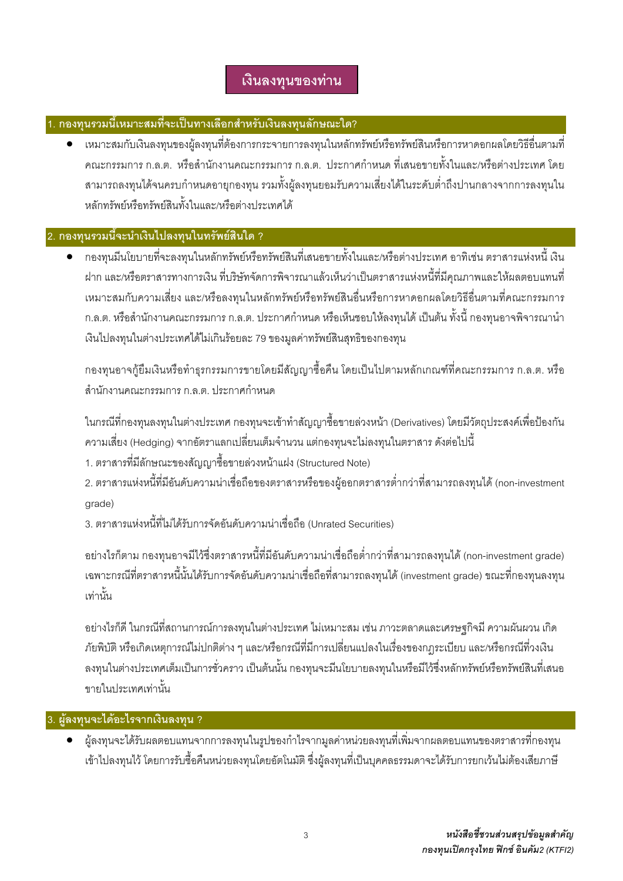# เงินลงทุนของท่าน

## 1. กองทุนรวมนี้เหมาะสมที่จะเป็นทางเลือกสำหรับเงินลงทุนลักษณะใด?

- เหมาะสมกับเงินลงทุนของผู้ลงทุนที่ต้องการกระจายการลงทุนในหลักทรัพย์หรือทรัพย์สินหรือการหาดอกผลโดยวิธีอื่นตามที่คณะกรรมการ ก.ล.ต. หรือสำนักงานคณะกรรมการ ก.ล.ต. ประกาศกำหนด ที่เสนอขายทั้งในและ/หรือต่างประเทศ โดยสามารถลงทุนได้จนครบกำหนดอายุกองทุน รวมทั้งผู้ลงทุนยอมรับความเสี่ยงได้ในระดับต่ำถึงปานกลางจากการลงทุนในหลักทรัพย์หรือทรัพย์สินทั้งในและ/หรือต่างประเทศได้

## 2. กองทุนรวมนี้จะนำเงินไปลงทุนในทรัพย์สินใด ?

- กองทุนมีนโยบายที่จะลงทุนในหลักทรัพย์หรือทรัพย์สินที่เสนอขายทั้งในและ/หรือต่างประเทศ อาทิเช่น ตราสารแห่งหนี้ เงินฝาก และ/หรือตราสารทางการเงิน ที่บริษัทจัดการพิจารณาแล้วเห็นว่าเป็นตราสารแห่งหนี้ที่มีคุณภาพและให้ผลตอบแทนที่เหมาะสมกับความเสี่ยง และ/หรือลงทุนในหลักทรัพย์หรือทรัพย์สินอื่นหรือการหาดอกผลโดยวิธีอื่นตามที่คณะกรรมการ ก.ล.ต. หรือสำนักงานคณะกรรมการ ก.ล.ต. ประกาศกำหนด หรือเห็นชอบให้ลงทุนได้ เป็นต้น ทั้งนี้ กองทุนอาจพิจารณานำเงินไปลงทุนในต่างประเทศได้ไม่เกินร้อยละ 79 ของมูลค่าทรัพย์สินสุทธิของกองทุน

  กองทุนอาจกู้ยืมเงินหรือทำธุรกรรมการขายโดยมีสัญญาซื้อคืน โดยเป็นไปตามหลักเกณฑ์ที่คณะกรรมการ ก.ล.ต. หรือสำนักงานคณะกรรมการ ก.ล.ต. ประกาศกำหนด

  ในกรณีที่กองทุนลงทุนในต่างประเทศ กองทุนจะเข้าทำสัญญาซื้อขายล่วงหน้า (Derivatives) โดยมีวัตถุประสงค์เพื่อป้องกันความเสี่ยง (Hedging) จากอัตราแลกเปลี่ยนเต็มจำนวน แต่กองทุนจะไม่ลงทุนในตราสาร ดังต่อไปนี้

  1. ตราสารที่มีลักษณะของสัญญาซื้อขายล่วงหน้าแฝง (Structured Note)
  2. ตราสารแห่งหนี้ที่มีอันดับความน่าเชื่อถือของตราสารหรือของผู้ออกตราสารต่ำกว่าที่สามารถลงทุนได้ (non-investment grade)
  3. ตราสารแห่งหนี้ที่ไม่ได้รับการจัดอันดับความน่าเชื่อถือ (Unrated Securities)

  อย่างไรก็ตาม กองทุนอาจมีไว้ซึ่งตราสารหนี้ที่มีอันดับความน่าเชื่อถือต่ำกว่าที่สามารถลงทุนได้ (non-investment grade) เฉพาะกรณีที่ตราสารหนี้นั้นได้รับการจัดอันดับความน่าเชื่อถือที่สามารถลงทุนได้ (investment grade) ขณะที่กองทุนลงทุนเท่านั้น

  อย่างไรก็ดี ในกรณีที่สถานการณ์การลงทุนในต่างประเทศ ไม่เหมาะสม เช่น ภาวะตลาดและเศรษฐกิจมี ความผันผวน เกิดภัยพิบัติ หรือเกิดเหตุการณ์ไม่ปกติต่าง ๆ และ/หรือกรณีที่มีการเปลี่ยนแปลงในเรื่องของกฎระเบียบ และ/หรือกรณีที่วงเงินลงทุนในต่างประเทศเต็มเป็นการชั่วคราว เป็นต้นนั้น กองทุนจะมีนโยบายลงทุนในหรือมีไว้ซึ่งหลักทรัพย์หรือทรัพย์สินที่เสนอขายในประเทศเท่านั้น

## 3. ผู้ลงทุนจะได้อะไรจากเงินลงทุน ?

- ผู้ลงทุนจะได้รับผลตอบแทนจากการลงทุนในรูปของกำไรจากมูลค่าหน่วยลงทุนที่เพิ่มจากผลตอบแทนของตราสารที่กองทุนเข้าไปลงทุนไว้ โดยการรับซื้อคืนหน่วยลงทุนโดยอัตโนมัติ ซึ่งผู้ลงทุนที่เป็นบุคคลธรรมดาจะได้รับการยกเว้นไม่ต้องเสียภาษี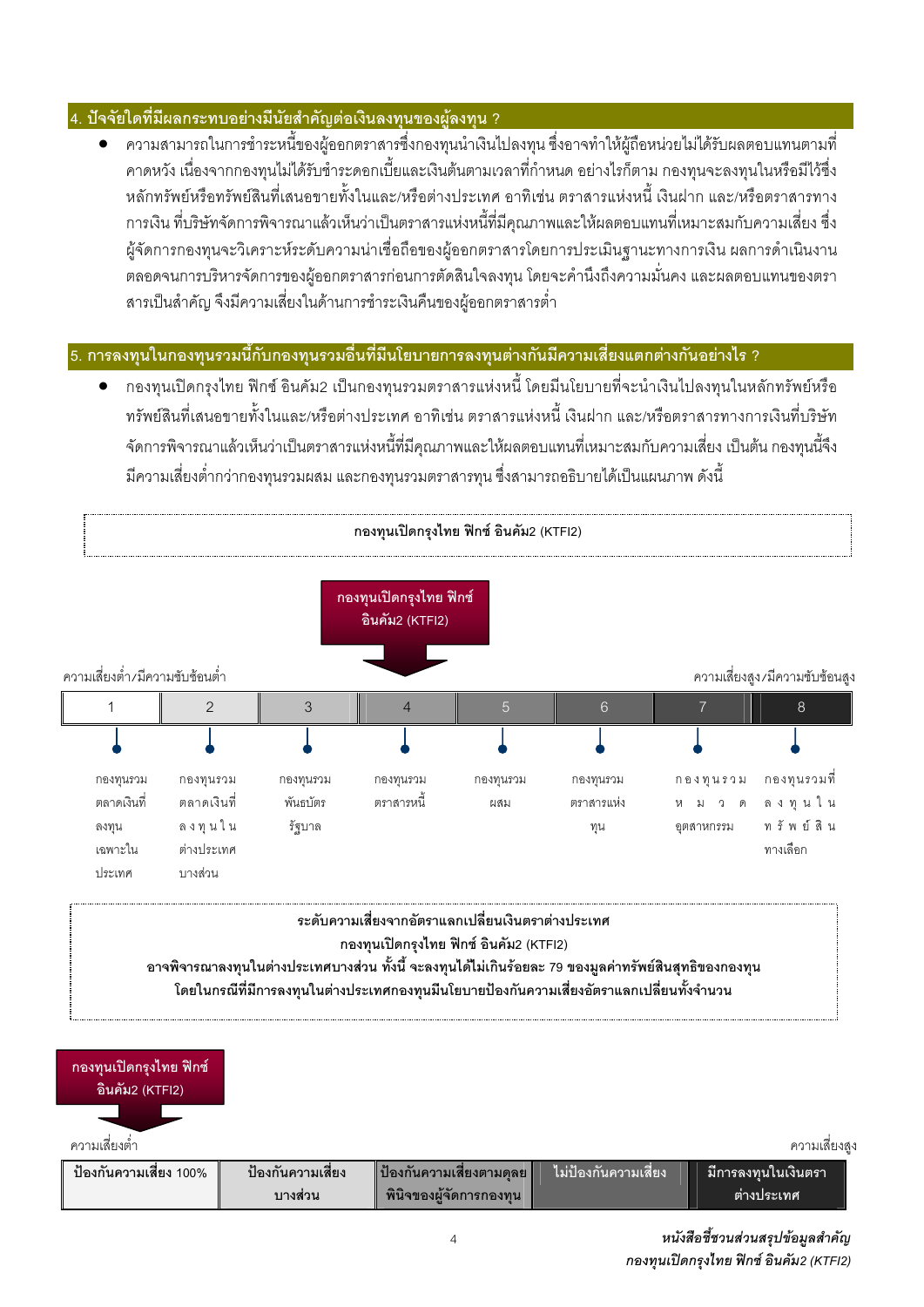## 4. ปัจจัยใดที่มีผลกระทบอย่างมีนัยสำคัญต่อเงินลงทุนของผู้ลงทุน ?

- ความสามารถในการชำระหนี้ของผู้ออกตราสารซึ่งกองทุนนำเงินไปลงทุน ซึ่งอาจทำให้ผู้ถือหน่วยไม่ได้รับผลตอบแทนตามที่คาดหวัง เนื่องจากกองทุนไม่ได้รับชำระดอกเบี้ยและเงินต้นตามเวลาที่กำหนด อย่างไรก็ตาม กองทุนจะลงทุนในหรือมีไว้ซึ่งหลักทรัพย์หรือทรัพย์สินที่เสนอขายทั้งในและ/หรือต่างประเทศ อาทิเช่น ตราสารแห่งหนี้ เงินฝาก และ/หรือตราสารทางการเงิน ที่บริษัทจัดการพิจารณาแล้วเห็นว่าเป็นตราสารแห่งหนี้ที่มีคุณภาพและให้ผลตอบแทนที่เหมาะสมกับความเสี่ยง ซึ่งผู้จัดการกองทุนจะวิเคราะห์ระดับความน่าเชื่อถือของผู้ออกตราสารโดยการประเมินฐานะทางการเงิน ผลการดำเนินงาน ตลอดจนการบริหารจัดการของผู้ออกตราสารก่อนการตัดสินใจลงทุน โดยจะคำนึงถึงความมั่นคง และผลตอบแทนของตราสารเป็นสำคัญ จึงมีความเสี่ยงในด้านการชำระเงินคืนของผู้ออกตราสารต่ำ

## 5. การลงทุนในกองทุนรวมนี้กับกองทุนรวมอื่นที่มีนโยบายการลงทุนต่างกันมีความเสี่ยงแตกต่างกันอย่างไร ?

- กองทุนเปิดกรุงไทย ฟิกซ์ อินคัม2 เป็นกองทุนรวมตราสารแห่งหนี้ โดยมีนโยบายที่จะนำเงินไปลงทุนในหลักทรัพย์หรือทรัพย์สินที่เสนอขายทั้งในและ/หรือต่างประเทศ อาทิเช่น ตราสารแห่งหนี้ เงินฝาก และ/หรือตราสารทางการเงินที่บริษัทจัดการพิจารณาแล้วเห็นว่าเป็นตราสารแห่งหนี้ที่มีคุณภาพและให้ผลตอบแทนที่เหมาะสมกับความเสี่ยง เป็นต้น กองทุนนี้จึงมีความเสี่ยงต่ำกว่ากองทุนรวมผสม และกองทุนรวมตราสารทุน ซึ่งสามารถอธิบายได้เป็นแผนภาพ ดังนี้

**กองทุนเปิดกรุงไทย ฟิกซ์ อินคัม2 (KTFI2)**

กองทุนเปิดกรุงไทย ฟิกซ์ อินคัม2 (KTFI2) → ระดับ 4

ความเสี่ยงต่ำ/มีความซับซ้อนต่ำ → ความเสี่ยงสูง/มีความซับซ้อนสูง

| 1 | 2 | 3 | 4 | 5 | 6 | 7 | 8 |
|---|---|---|---|---|---|---|---|
| กองทุนรวมตลาดเงินที่ลงทุนเฉพาะในประเทศ | กองทุนรวมตลาดเงินที่ลงทุนในต่างประเทศบางส่วน | กองทุนรวมพันธบัตรรัฐบาล | กองทุนรวมตราสารหนี้ | กองทุนรวมผสม | กองทุนรวมตราสารแห่งทุน | กองทุนรวมหมวดอุตสาหกรรม | กองทุนรวมที่ลงทุนในทรัพย์สินทางเลือก |

**ระดับความเสี่ยงจากอัตราแลกเปลี่ยนเงินตราต่างประเทศ**

**กองทุนเปิดกรุงไทย ฟิกซ์ อินคัม2 (KTFI2)**

**อาจพิจารณาลงทุนในต่างประเทศบางส่วน ทั้งนี้ จะลงทุนได้ไม่เกินร้อยละ 79 ของมูลค่าทรัพย์สินสุทธิของกองทุน โดยในกรณีที่มีการลงทุนในต่างประเทศกองทุนมีนโยบายป้องกันความเสี่ยงอัตราแลกเปลี่ยนทั้งจำนวน**

กองทุนเปิดกรุงไทย ฟิกซ์ อินคัม2 (KTFI2) → ป้องกันความเสี่ยง 100%

ความเสี่ยงต่ำ → ความเสี่ยงสูง

| ป้องกันความเสี่ยง 100% | ป้องกันความเสี่ยงบางส่วน | ป้องกันความเสี่ยงตามดุลยพินิจของผู้จัดการกองทุน | ไม่ป้องกันความเสี่ยง | มีการลงทุนในเงินตราต่างประเทศ |
|---|---|---|---|---|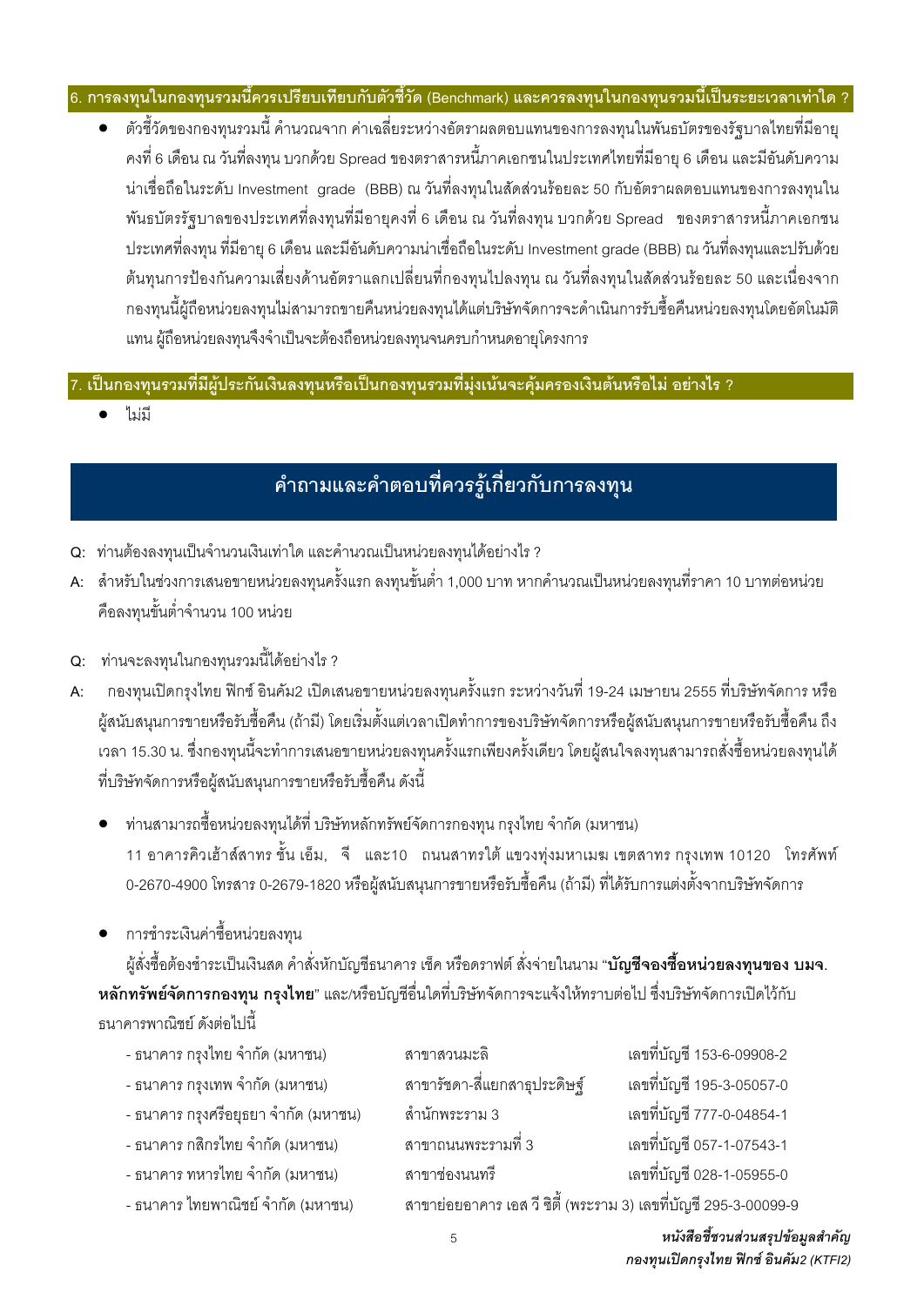## 6. การลงทุนในกองทุนรวมนี้ควรเปรียบเทียบกับตัวชี้วัด (Benchmark) และควรลงทุนในกองทุนรวมนี้เป็นระยะเวลาเท่าใด ?

- ตัวชี้วัดของกองทุนรวมนี้ คำนวณจาก ค่าเฉลี่ยระหว่างอัตราผลตอบแทนของการลงทุนในพันธบัตรของรัฐบาลไทยที่มีอายุคงที่ 6 เดือน ณ วันที่ลงทุน บวกด้วย Spread ของตราสารหนี้ภาคเอกชนในประเทศไทยที่มีอายุ 6 เดือน และมีอันดับความน่าเชื่อถือในระดับ Investment grade (BBB) ณ วันที่ลงทุนในสัดส่วนร้อยละ 50 กับอัตราผลตอบแทนของการลงทุนในพันธบัตรรัฐบาลของประเทศที่ลงทุนที่มีอายุคงที่ 6 เดือน ณ วันที่ลงทุน บวกด้วย Spread ของตราสารหนี้ภาคเอกชนประเทศที่ลงทุน ที่มีอายุ 6 เดือน และมีอันดับความน่าเชื่อถือในระดับ Investment grade (BBB) ณ วันที่ลงทุนและปรับด้วยต้นทุนการป้องกันความเสี่ยงด้านอัตราแลกเปลี่ยนที่กองทุนไปลงทุน ณ วันที่ลงทุนในสัดส่วนร้อยละ 50 และเนื่องจากกองทุนนี้ผู้ถือหน่วยลงทุนไม่สามารถขายคืนหน่วยลงทุนได้แต่บริษัทจัดการจะดำเนินการรับซื้อคืนหน่วยลงทุนโดยอัตโนมัติแทน ผู้ถือหน่วยลงทุนจึงจำเป็นจะต้องถือหน่วยลงทุนจนครบกำหนดอายุโครงการ

## 7. เป็นกองทุนรวมที่มีผู้ประกันเงินลงทุนหรือเป็นกองทุนรวมที่มุ่งเน้นจะคุ้มครองเงินต้นหรือไม่ อย่างไร ?

- ไม่มี

# คำถามและคำตอบที่ควรรู้เกี่ยวกับการลงทุน

**Q:** ท่านต้องลงทุนเป็นจำนวนเงินเท่าใด และคำนวณเป็นหน่วยลงทุนได้อย่างไร ?

**A:** สำหรับในช่วงการเสนอขายหน่วยลงทุนครั้งแรก ลงทุนขั้นต่ำ 1,000 บาท หากคำนวณเป็นหน่วยลงทุนที่ราคา 10 บาทต่อหน่วย คือลงทุนขั้นต่ำจำนวน 100 หน่วย

**Q:** ท่านจะลงทุนในกองทุนรวมนี้ได้อย่างไร ?

**A:** กองทุนเปิดกรุงไทย ฟิกซ์ อินคัม2 เปิดเสนอขายหน่วยลงทุนครั้งแรก ระหว่างวันที่ 19-24 เมษายน 2555 ที่บริษัทจัดการ หรือผู้สนับสนุนการขายหรือรับซื้อคืน (ถ้ามี) โดยเริ่มตั้งแต่เวลาเปิดทำการของบริษัทจัดการหรือผู้สนับสนุนการขายหรือรับซื้อคืน ถึงเวลา 15.30 น. ซึ่งกองทุนนี้จะทำการเสนอขายหน่วยลงทุนครั้งแรกเพียงครั้งเดียว โดยผู้สนใจลงทุนสามารถสั่งซื้อหน่วยลงทุนได้ที่บริษัทจัดการหรือผู้สนับสนุนการขายหรือรับซื้อคืน ดังนี้

- ท่านสามารถซื้อหน่วยลงทุนได้ที่ บริษัทหลักทรัพย์จัดการกองทุน กรุงไทย จำกัด (มหาชน)
  11 อาคารคิวเฮ้าส์สาทร ชั้น เอ็ม, จี และ10 ถนนสาทรใต้ แขวงทุ่งมหาเมฆ เขตสาทร กรุงเทพ 10120 โทรศัพท์ 0-2670-4900 โทรสาร 0-2679-1820 หรือผู้สนับสนุนการขายหรือรับซื้อคืน (ถ้ามี) ที่ได้รับการแต่งตั้งจากบริษัทจัดการ

- การชำระเงินค่าซื้อหน่วยลงทุน
  ผู้สั่งซื้อต้องชำระเป็นเงินสด คำสั่งหักบัญชีธนาคาร เช็ค หรือดราฟต์ สั่งจ่ายในนาม "**บัญชีจองซื้อหน่วยลงทุนของ บมจ. หลักทรัพย์จัดการกองทุน กรุงไทย**" และ/หรือบัญชีอื่นใดที่บริษัทจัดการจะแจ้งให้ทราบต่อไป ซึ่งบริษัทจัดการเปิดไว้กับธนาคารพาณิชย์ ดังต่อไปนี้

| ธนาคาร | สาขา | เลขที่บัญชี |
|---|---|---|
| - ธนาคาร กรุงไทย จำกัด (มหาชน) | สาขาสวนมะลิ | เลขที่บัญชี 153-6-09908-2 |
| - ธนาคาร กรุงเทพ จำกัด (มหาชน) | สาขารัชดา-สี่แยกสาธุประดิษฐ์ | เลขที่บัญชี 195-3-05057-0 |
| - ธนาคาร กรุงศรีอยุธยา จำกัด (มหาชน) | สำนักพระราม 3 | เลขที่บัญชี 777-0-04854-1 |
| - ธนาคาร กสิกรไทย จำกัด (มหาชน) | สาขาถนนพระรามที่ 3 | เลขที่บัญชี 057-1-07543-1 |
| - ธนาคาร ทหารไทย จำกัด (มหาชน) | สาขาช่องนนทรี | เลขที่บัญชี 028-1-05955-0 |
| - ธนาคาร ไทยพาณิชย์ จำกัด (มหาชน) | สาขาย่อยอาคาร เอส วี ซิตี้ (พระราม 3) | เลขที่บัญชี 295-3-00099-9 |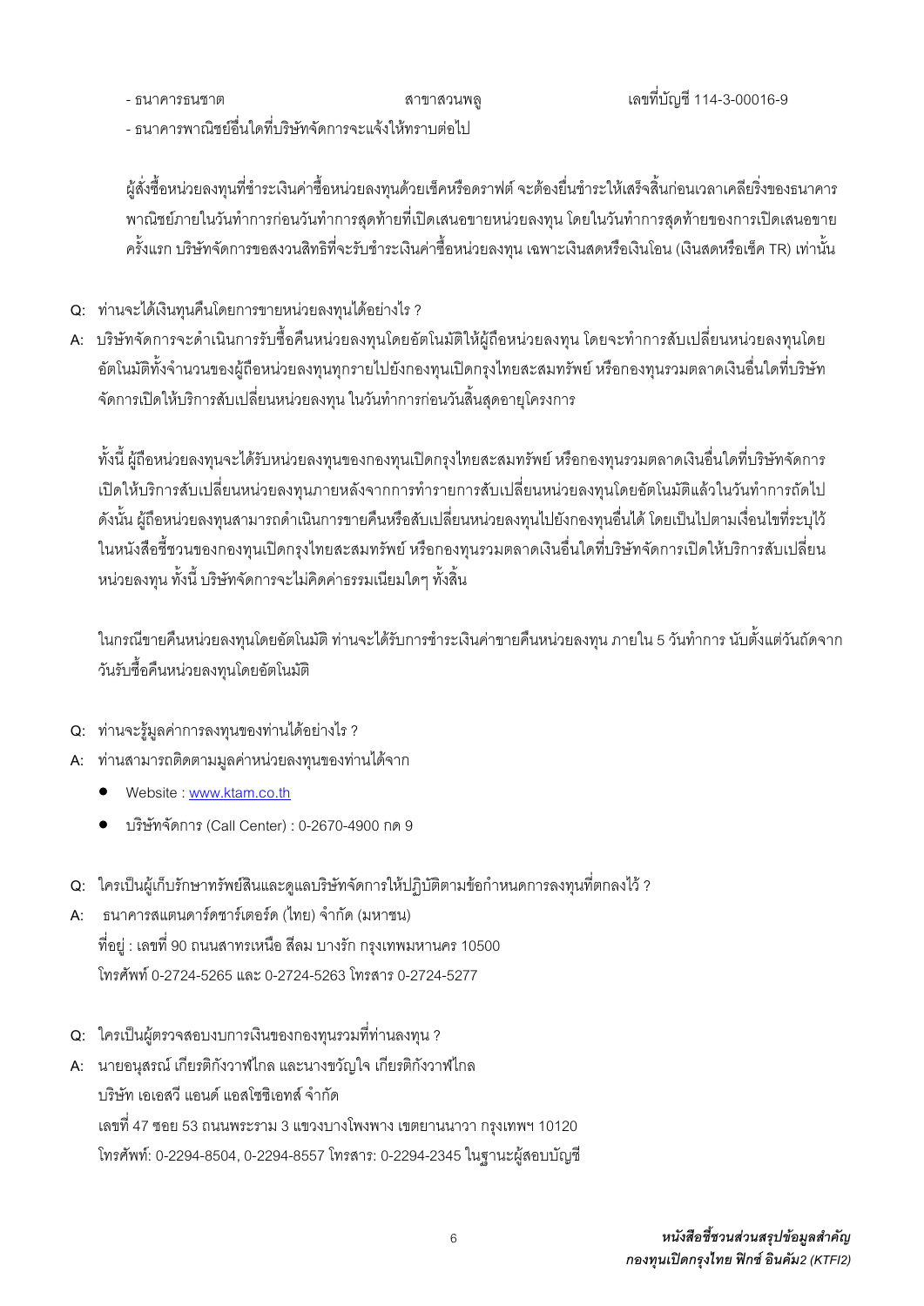- ธนาคารธนชาต สาขาสวนพลู เลขที่บัญชี 114-3-00016-9
- ธนาคารพาณิชย์อื่นใดที่บริษัทจัดการจะแจ้งให้ทราบต่อไป

ผู้สั่งซื้อหน่วยลงทุนที่ชำระเงินค่าซื้อหน่วยลงทุนด้วยเช็คหรือดราฟต์ จะต้องยื่นชำระให้เสร็จสิ้นก่อนเวลาเคลียริ่งของธนาคารพาณิชย์ภายในวันทำการก่อนวันทำการสุดท้ายที่เปิดเสนอขายหน่วยลงทุน โดยในวันทำการสุดท้ายของการเปิดเสนอขายครั้งแรก บริษัทจัดการขอสงวนสิทธิที่จะรับชำระเงินค่าซื้อหน่วยลงทุน เฉพาะเงินสดหรือเงินโอน (เงินสดหรือเช็ค TR) เท่านั้น

Q: ท่านจะได้เงินทุนคืนโดยการขายหน่วยลงทุนได้อย่างไร ?

A: บริษัทจัดการจะดำเนินการรับซื้อคืนหน่วยลงทุนโดยอัตโนมัติให้ผู้ถือหน่วยลงทุน โดยจะทำการสับเปลี่ยนหน่วยลงทุนโดยอัตโนมัติทั้งจำนวนของผู้ถือหน่วยลงทุนทุกรายไปยังกองทุนเปิดกรุงไทยสะสมทรัพย์ หรือกองทุนรวมตลาดเงินอื่นใดที่บริษัทจัดการเปิดให้บริการสับเปลี่ยนหน่วยลงทุน ในวันทำการก่อนวันสิ้นสุดอายุโครงการ

ทั้งนี้ ผู้ถือหน่วยลงทุนจะได้รับหน่วยลงทุนของกองทุนเปิดกรุงไทยสะสมทรัพย์ หรือกองทุนรวมตลาดเงินอื่นใดที่บริษัทจัดการเปิดให้บริการสับเปลี่ยนหน่วยลงทุนภายหลังจากการทำรายการสับเปลี่ยนหน่วยลงทุนโดยอัตโนมัติแล้วในวันทำการถัดไป ดังนั้น ผู้ถือหน่วยลงทุนสามารถดำเนินการขายคืนหรือสับเปลี่ยนหน่วยลงทุนไปยังกองทุนอื่นได้ โดยเป็นไปตามเงื่อนไขที่ระบุไว้ในหนังสือชี้ชวนของกองทุนเปิดกรุงไทยสะสมทรัพย์ หรือกองทุนรวมตลาดเงินอื่นใดที่บริษัทจัดการเปิดให้บริการสับเปลี่ยนหน่วยลงทุน ทั้งนี้ บริษัทจัดการจะไม่คิดค่าธรรมเนียมใดๆ ทั้งสิ้น

ในกรณีขายคืนหน่วยลงทุนโดยอัตโนมัติ ท่านจะได้รับการชำระเงินค่าขายคืนหน่วยลงทุน ภายใน 5 วันทำการ นับตั้งแต่วันถัดจากวันรับซื้อคืนหน่วยลงทุนโดยอัตโนมัติ

Q: ท่านจะรู้มูลค่าการลงทุนของท่านได้อย่างไร ?

A: ท่านสามารถติดตามมูลค่าหน่วยลงทุนของท่านได้จาก

- Website : www.ktam.co.th
- บริษัทจัดการ (Call Center) : 0-2670-4900 กด 9

Q: ใครเป็นผู้เก็บรักษาทรัพย์สินและดูแลบริษัทจัดการให้ปฏิบัติตามข้อกำหนดการลงทุนที่ตกลงไว้ ?

A: ธนาคารสแตนดาร์ดชาร์เตอร์ด (ไทย) จำกัด (มหาชน)
ที่อยู่ : เลขที่ 90 ถนนสาทรเหนือ สีลม บางรัก กรุงเทพมหานคร 10500
โทรศัพท์ 0-2724-5265 และ 0-2724-5263 โทรสาร 0-2724-5277

Q: ใครเป็นผู้ตรวจสอบงบการเงินของกองทุนรวมที่ท่านลงทุน ?

A: นายอนุสรณ์ เกียรติกังวาฬไกล และนางขวัญใจ เกียรติกังวาฬไกล
บริษัท เอเอสวี แอนด์ แอสโซซิเอทส์ จำกัด
เลขที่ 47 ซอย 53 ถนนพระราม 3 แขวงบางโพงพาง เขตยานนาวา กรุงเทพฯ 10120
โทรศัพท์: 0-2294-8504, 0-2294-8557 โทรสาร: 0-2294-2345 ในฐานะผู้สอบบัญชี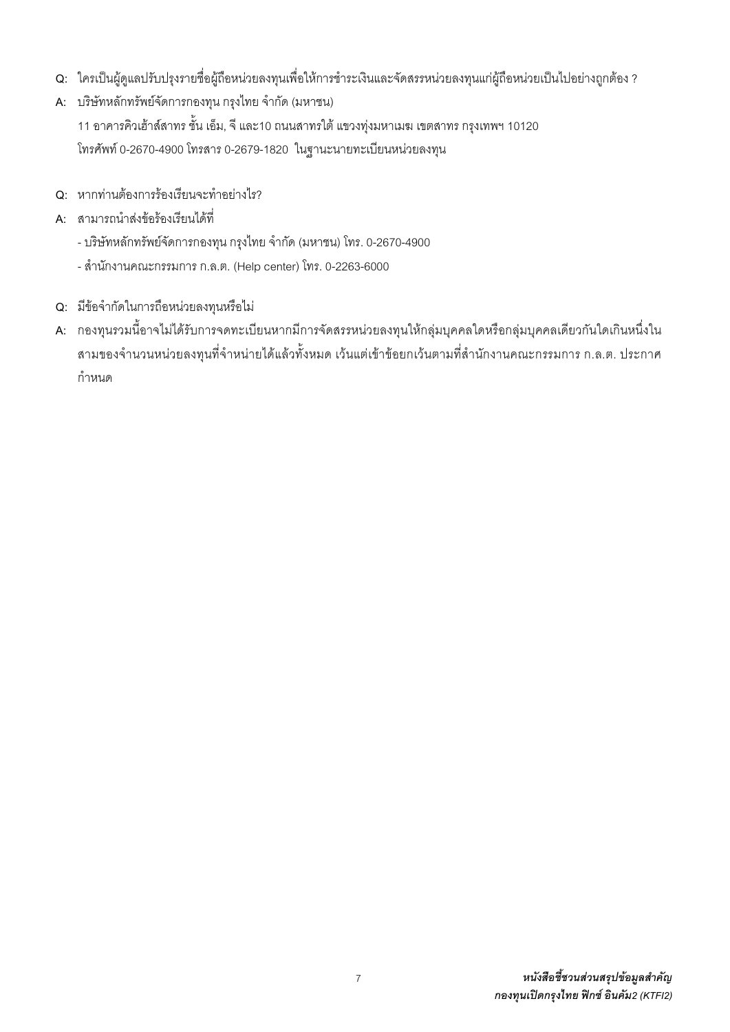**Q:** ใครเป็นผู้ดูแลปรับปรุงรายชื่อผู้ถือหน่วยลงทุนเพื่อให้การชำระเงินและจัดสรรหน่วยลงทุนแก่ผู้ถือหน่วยเป็นไปอย่างถูกต้อง ?

**A:** บริษัทหลักทรัพย์จัดการกองทุน กรุงไทย จำกัด (มหาชน)
11 อาคารคิวเฮ้าส์สาทร ชั้น เอ็ม, จี และ10 ถนนสาทรใต้ แขวงทุ่งมหาเมฆ เขตสาทร กรุงเทพฯ 10120
โทรศัพท์ 0-2670-4900 โทรสาร 0-2679-1820 ในฐานะนายทะเบียนหน่วยลงทุน

**Q:** หากท่านต้องการร้องเรียนจะทำอย่างไร?

**A:** สามารถนำส่งข้อร้องเรียนได้ที่
- บริษัทหลักทรัพย์จัดการกองทุน กรุงไทย จำกัด (มหาชน) โทร. 0-2670-4900
- สำนักงานคณะกรรมการ ก.ล.ต. (Help center) โทร. 0-2263-6000

**Q:** มีข้อจำกัดในการถือหน่วยลงทุนหรือไม่

**A:** กองทุนรวมนี้อาจไม่ได้รับการจดทะเบียนหากมีการจัดสรรหน่วยลงทุนให้กลุ่มบุคคลใดหรือกลุ่มบุคคลเดียวกันใดเกินหนึ่งในสามของจำนวนหน่วยลงทุนที่จำหน่ายได้แล้วทั้งหมด เว้นแต่เข้าข้อยกเว้นตามที่สำนักงานคณะกรรมการ ก.ล.ต. ประกาศกำหนด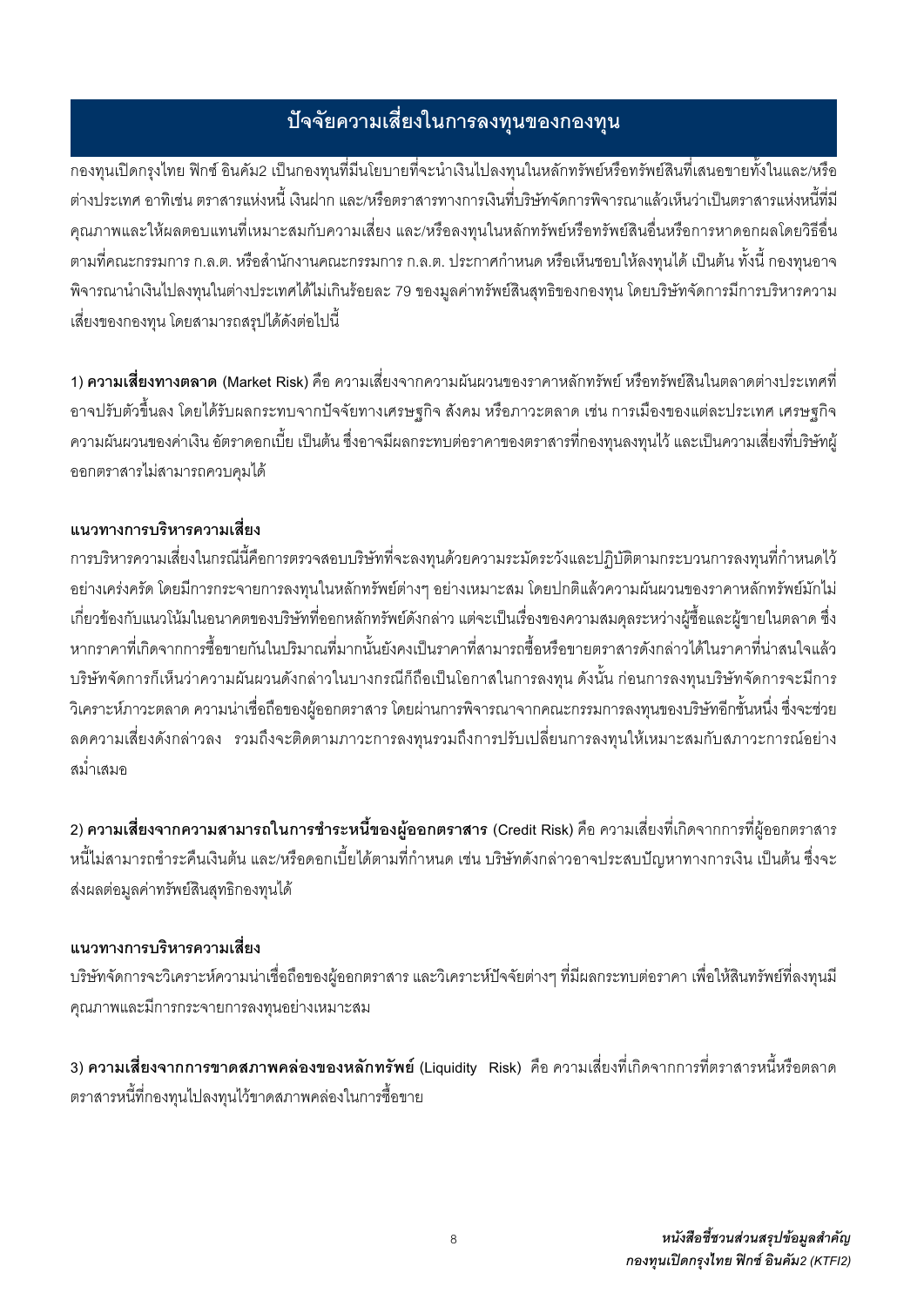## ปัจจัยความเสี่ยงในการลงทุนของกองทุน

กองทุนเปิดกรุงไทย ฟิกซ์ อินคัม2 เป็นกองทุนที่มีนโยบายที่จะนำเงินไปลงทุนในหลักทรัพย์หรือทรัพย์สินที่เสนอขายทั้งในและ/หรือต่างประเทศ อาทิเช่น ตราสารแห่งหนี้ เงินฝาก และ/หรือตราสารทางการเงินที่บริษัทจัดการพิจารณาแล้วเห็นว่าเป็นตราสารแห่งหนี้ที่มีคุณภาพและให้ผลตอบแทนที่เหมาะสมกับความเสี่ยง และ/หรือลงทุนในหลักทรัพย์หรือทรัพย์สินอื่นหรือการหาดอกผลโดยวิธีอื่นตามที่คณะกรรมการ ก.ล.ต. หรือสำนักงานคณะกรรมการ ก.ล.ต. ประกาศกำหนด หรือเห็นชอบให้ลงทุนได้ เป็นต้น ทั้งนี้ กองทุนอาจพิจารณานำเงินไปลงทุนในต่างประเทศได้ไม่เกินร้อยละ 79 ของมูลค่าทรัพย์สินสุทธิของกองทุน โดยบริษัทจัดการมีการบริหารความเสี่ยงของกองทุน โดยสามารถสรุปได้ดังต่อไปนี้

1) **ความเสี่ยงทางตลาด** (Market Risk) คือ ความเสี่ยงจากความผันผวนของราคาหลักทรัพย์ หรือทรัพย์สินในตลาดต่างประเทศที่อาจปรับตัวขึ้นลง โดยได้รับผลกระทบจากปัจจัยทางเศรษฐกิจ สังคม หรือภาวะตลาด เช่น การเมืองของแต่ละประเทศ เศรษฐกิจ ความผันผวนของค่าเงิน อัตราดอกเบี้ย เป็นต้น ซึ่งอาจมีผลกระทบต่อราคาของตราสารที่กองทุนลงทุนไว้ และเป็นความเสี่ยงที่บริษัทผู้ออกตราสารไม่สามารถควบคุมได้

**แนวทางการบริหารความเสี่ยง**

การบริหารความเสี่ยงในกรณีนี้คือการตรวจสอบบริษัทที่จะลงทุนด้วยความระมัดระวังและปฏิบัติตามกระบวนการลงทุนที่กำหนดไว้อย่างเคร่งครัด โดยมีการกระจายการลงทุนในหลักทรัพย์ต่างๆ อย่างเหมาะสม โดยปกติแล้วความผันผวนของราคาหลักทรัพย์มักไม่เกี่ยวข้องกับแนวโน้มในอนาคตของบริษัทที่ออกหลักทรัพย์ดังกล่าว แต่จะเป็นเรื่องของความสมดุลระหว่างผู้ซื้อและผู้ขายในตลาด ซึ่งหากราคาที่เกิดจากการซื้อขายกันในปริมาณที่มากนั้นยังคงเป็นราคาที่สามารถซื้อหรือขายตราสารดังกล่าวได้ในราคาที่น่าสนใจแล้ว บริษัทจัดการก็เห็นว่าความผันผวนดังกล่าวในบางกรณีก็ถือเป็นโอกาสในการลงทุน ดังนั้น ก่อนการลงทุนบริษัทจัดการจะมีการวิเคราะห์ภาวะตลาด ความน่าเชื่อถือของผู้ออกตราสาร โดยผ่านการพิจารณาจากคณะกรรมการลงทุนของบริษัทอีกชั้นหนึ่ง ซึ่งจะช่วยลดความเสี่ยงดังกล่าวลง รวมถึงจะติดตามภาวะการลงทุนรวมถึงการปรับเปลี่ยนการลงทุนให้เหมาะสมกับสภาวะการณ์อย่างสม่ำเสมอ

2) **ความเสี่ยงจากความสามารถในการชำระหนี้ของผู้ออกตราสาร** (Credit Risk) คือ ความเสี่ยงที่เกิดจากการที่ผู้ออกตราสารหนี้ไม่สามารถชำระคืนเงินต้น และ/หรือดอกเบี้ยได้ตามที่กำหนด เช่น บริษัทดังกล่าวอาจประสบปัญหาทางการเงิน เป็นต้น ซึ่งจะส่งผลต่อมูลค่าทรัพย์สินสุทธิกองทุนได้

**แนวทางการบริหารความเสี่ยง**

บริษัทจัดการจะวิเคราะห์ความน่าเชื่อถือของผู้ออกตราสาร และวิเคราะห์ปัจจัยต่างๆ ที่มีผลกระทบต่อราคา เพื่อให้สินทรัพย์ที่ลงทุนมีคุณภาพและมีการกระจายการลงทุนอย่างเหมาะสม

3) **ความเสี่ยงจากการขาดสภาพคล่องของหลักทรัพย์** (Liquidity Risk) คือ ความเสี่ยงที่เกิดจากการที่ตราสารหนี้หรือตลาดตราสารหนี้ที่กองทุนไปลงทุนไว้ขาดสภาพคล่องในการซื้อขาย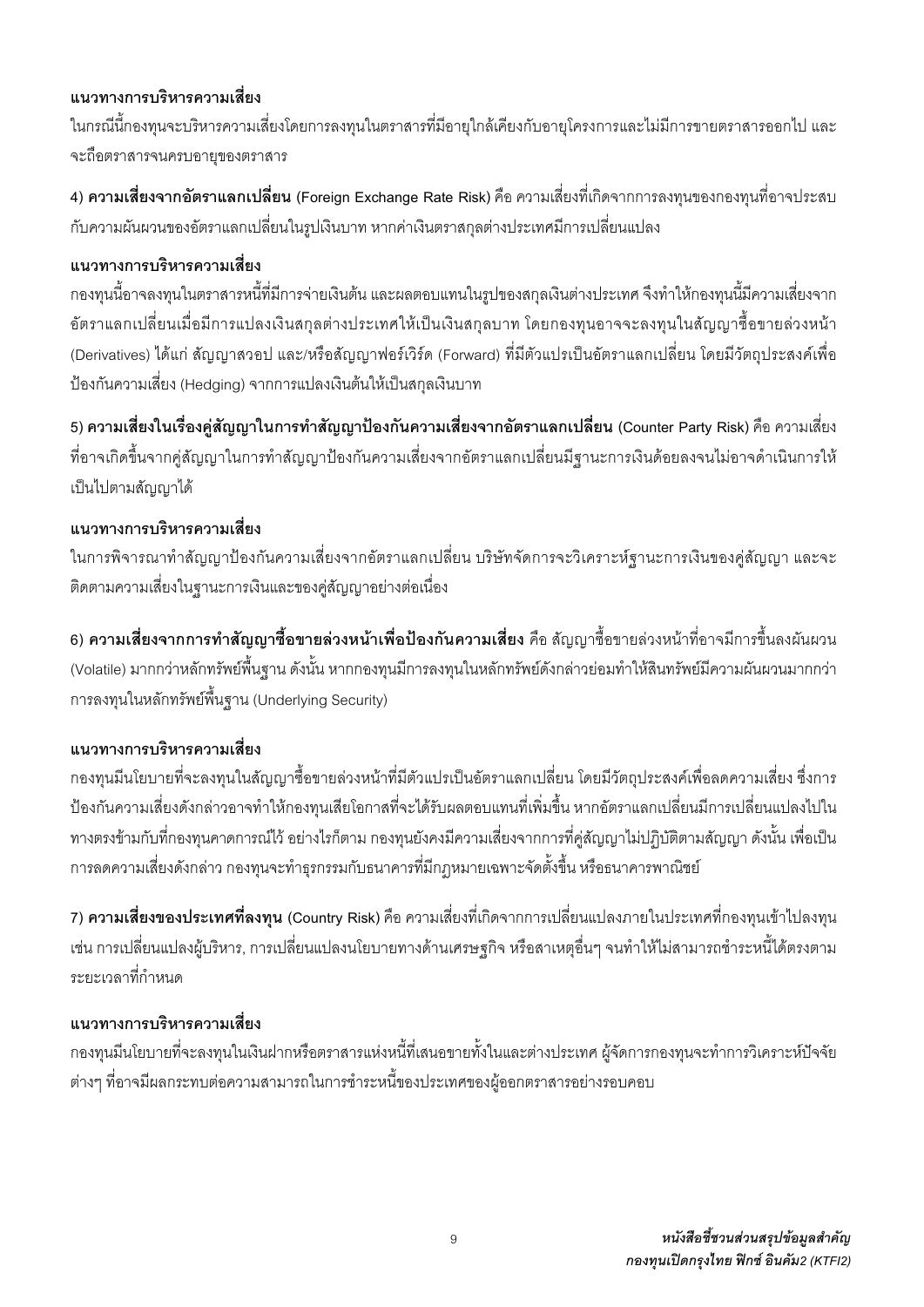**แนวทางการบริหารความเสี่ยง**

ในกรณีนี้กองทุนจะบริหารความเสี่ยงโดยการลงทุนในตราสารที่มีอายุใกล้เคียงกับอายุโครงการและไม่มีการขายตราสารออกไป และจะถือตราสารจนครบอายุของตราสาร

4) **ความเสี่ยงจากอัตราแลกเปลี่ยน** (Foreign Exchange Rate Risk) คือ ความเสี่ยงที่เกิดจากการลงทุนของกองทุนที่อาจประสบกับความผันผวนของอัตราแลกเปลี่ยนในรูปเงินบาท หากค่าเงินตราสกุลต่างประเทศมีการเปลี่ยนแปลง

**แนวทางการบริหารความเสี่ยง**

กองทุนนี้อาจลงทุนในตราสารหนี้ที่มีการจ่ายเงินต้น และผลตอบแทนในรูปของสกุลเงินต่างประเทศ จึงทำให้กองทุนนี้มีความเสี่ยงจากอัตราแลกเปลี่ยนเมื่อมีการแปลงเงินสกุลต่างประเทศให้เป็นเงินสกุลบาท โดยกองทุนอาจจะลงทุนในสัญญาซื้อขายล่วงหน้า (Derivatives) ได้แก่ สัญญาสวอป และ/หรือสัญญาฟอร์เวิร์ด (Forward) ที่มีตัวแปรเป็นอัตราแลกเปลี่ยน โดยมีวัตถุประสงค์เพื่อป้องกันความเสี่ยง (Hedging) จากการแปลงเงินต้นให้เป็นสกุลเงินบาท

5) **ความเสี่ยงในเรื่องคู่สัญญาในการทำสัญญาป้องกันความเสี่ยงจากอัตราแลกเปลี่ยน** (Counter Party Risk) คือ ความเสี่ยงที่อาจเกิดขึ้นจากคู่สัญญาในการทำสัญญาป้องกันความเสี่ยงจากอัตราแลกเปลี่ยนมีฐานะการเงินด้อยลงจนไม่อาจดำเนินการให้เป็นไปตามสัญญาได้

**แนวทางการบริหารความเสี่ยง**

ในการพิจารณาทำสัญญาป้องกันความเสี่ยงจากอัตราแลกเปลี่ยน บริษัทจัดการจะวิเคราะห์ฐานะการเงินของคู่สัญญา และจะติดตามความเสี่ยงในฐานะการเงินและของคู่สัญญาอย่างต่อเนื่อง

6) **ความเสี่ยงจากการทำสัญญาซื้อขายล่วงหน้าเพื่อป้องกันความเสี่ยง** คือ สัญญาซื้อขายล่วงหน้าที่อาจมีการขึ้นลงผันผวน (Volatile) มากกว่าหลักทรัพย์พื้นฐาน ดังนั้น หากกองทุนมีการลงทุนในหลักทรัพย์ดังกล่าวย่อมทำให้สินทรัพย์มีความผันผวนมากกว่าการลงทุนในหลักทรัพย์พื้นฐาน (Underlying Security)

**แนวทางการบริหารความเสี่ยง**

กองทุนมีนโยบายที่จะลงทุนในสัญญาซื้อขายล่วงหน้าที่มีตัวแปรเป็นอัตราแลกเปลี่ยน โดยมีวัตถุประสงค์เพื่อลดความเสี่ยง ซึ่งการป้องกันความเสี่ยงดังกล่าวอาจทำให้กองทุนเสียโอกาสที่จะได้รับผลตอบแทนที่เพิ่มขึ้น หากอัตราแลกเปลี่ยนมีการเปลี่ยนแปลงไปในทางตรงข้ามกับที่กองทุนคาดการณ์ไว้ อย่างไรก็ตาม กองทุนยังคงมีความเสี่ยงจากการที่คู่สัญญาไม่ปฏิบัติตามสัญญา ดังนั้น เพื่อเป็นการลดความเสี่ยงดังกล่าว กองทุนจะทำธุรกรรมกับธนาคารที่มีกฎหมายเฉพาะจัดตั้งขึ้น หรือธนาคารพาณิชย์

7) **ความเสี่ยงของประเทศที่ลงทุน** (Country Risk) คือ ความเสี่ยงที่เกิดจากการเปลี่ยนแปลงภายในประเทศที่กองทุนเข้าไปลงทุน เช่น การเปลี่ยนแปลงผู้บริหาร, การเปลี่ยนแปลงนโยบายทางด้านเศรษฐกิจ หรือสาเหตุอื่นๆ จนทำให้ไม่สามารถชำระหนี้ได้ตรงตามระยะเวลาที่กำหนด

**แนวทางการบริหารความเสี่ยง**

กองทุนมีนโยบายที่จะลงทุนในเงินฝากหรือตราสารแห่งหนี้ที่เสนอขายทั้งในและต่างประเทศ ผู้จัดการกองทุนจะทำการวิเคราะห์ปัจจัยต่างๆ ที่อาจมีผลกระทบต่อความสามารถในการชำระหนี้ของประเทศของผู้ออกตราสารอย่างรอบคอบ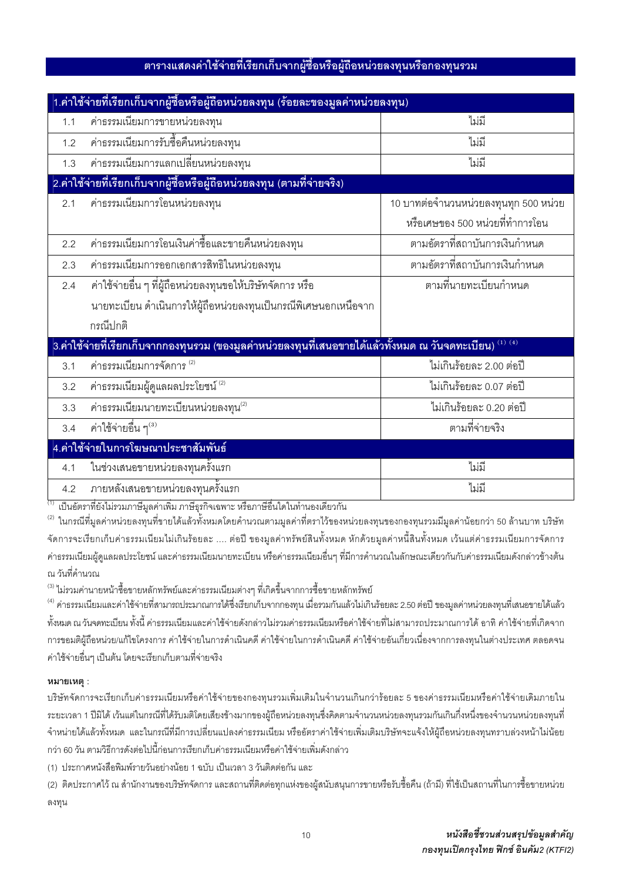## ตารางแสดงค่าใช้จ่ายที่เรียกเก็บจากผู้ซื้อหรือผู้ถือหน่วยลงทุนหรือกองทุนรวม

| 1.ค่าใช้จ่ายที่เรียกเก็บจากผู้ซื้อหรือผู้ถือหน่วยลงทุน (ร้อยละของมูลค่าหน่วยลงทุน) | | |
|---|---|---|
| 1.1 | ค่าธรรมเนียมการขายหน่วยลงทุน | ไม่มี |
| 1.2 | ค่าธรรมเนียมการรับซื้อคืนหน่วยลงทุน | ไม่มี |
| 1.3 | ค่าธรรมเนียมการแลกเปลี่ยนหน่วยลงทุน | ไม่มี |
| **2.ค่าใช้จ่ายที่เรียกเก็บจากผู้ซื้อหรือผู้ถือหน่วยลงทุน (ตามที่จ่ายจริง)** | | |
| 2.1 | ค่าธรรมเนียมการโอนหน่วยลงทุน | 10 บาทต่อจำนวนหน่วยลงทุนทุก 500 หน่วย หรือเศษของ 500 หน่วยที่ทำการโอน |
| 2.2 | ค่าธรรมเนียมการโอนเงินค่าซื้อและขายคืนหน่วยลงทุน | ตามอัตราที่สถาบันการเงินกำหนด |
| 2.3 | ค่าธรรมเนียมการออกเอกสารสิทธิในหน่วยลงทุน | ตามอัตราที่สถาบันการเงินกำหนด |
| 2.4 | ค่าใช้จ่ายอื่น ๆ ที่ผู้ถือหน่วยลงทุนขอให้บริษัทจัดการ หรือ นายทะเบียน ดำเนินการให้ผู้ถือหน่วยลงทุนเป็นกรณีพิเศษนอกเหนือจากกรณีปกติ | ตามที่นายทะเบียนกำหนด |
| **3.ค่าใช้จ่ายที่เรียกเก็บจากกองทุนรวม (ของมูลค่าหน่วยลงทุนที่เสนอขายได้แล้วทั้งหมด ณ วันจดทะเบียน) (1) (4)** | | |
| 3.1 | ค่าธรรมเนียมการจัดการ (2) | ไม่เกินร้อยละ 2.00 ต่อปี |
| 3.2 | ค่าธรรมเนียมผู้ดูแลผลประโยชน์ (2) | ไม่เกินร้อยละ 0.07 ต่อปี |
| 3.3 | ค่าธรรมเนียมนายทะเบียนหน่วยลงทุน(2) | ไม่เกินร้อยละ 0.20 ต่อปี |
| 3.4 | ค่าใช้จ่ายอื่น ๆ(3) | ตามที่จ่ายจริง |
| **4.ค่าใช้จ่ายในการโฆษณาประชาสัมพันธ์** | | |
| 4.1 | ในช่วงเสนอขายหน่วยลงทุนครั้งแรก | ไม่มี |
| 4.2 | ภายหลังเสนอขายหน่วยลงทุนครั้งแรก | ไม่มี |

(1) เป็นอัตราที่ยังไม่รวมภาษีมูลค่าเพิ่ม ภาษีธุรกิจเฉพาะ หรือภาษีอื่นใดในทำนองเดียวกัน

(2) ในกรณีที่มูลค่าหน่วยลงทุนที่ขายได้แล้วทั้งหมดโดยคำนวณตามมูลค่าที่ตราไว้ของหน่วยลงทุนของกองทุนรวมมีมูลค่าน้อยกว่า 50 ล้านบาท บริษัทจัดการจะเรียกเก็บค่าธรรมเนียมไม่เกินร้อยละ .... ต่อปี ของมูลค่าทรัพย์สินทั้งหมด หักด้วยมูลค่าหนี้สินทั้งหมด เว้นแต่ค่าธรรมเนียมการจัดการ ค่าธรรมเนียมผู้ดูแลผลประโยชน์ และค่าธรรมเนียมนายทะเบียน หรือค่าธรรมเนียมอื่นๆ ที่มีการคำนวณในลักษณะเดียวกันกับค่าธรรมเนียมดังกล่าวข้างต้น ณ วันที่คำนวณ

(3) ไม่รวมค่านายหน้าซื้อขายหลักทรัพย์และค่าธรรมเนียมต่างๆ ที่เกิดขึ้นจากการซื้อขายหลักทรัพย์

(4) ค่าธรรมเนียมและค่าใช้จ่ายที่สามารถประมาณการได้ซึ่งเรียกเก็บจากกองทุน เมื่อรวมกันแล้วไม่เกินร้อยละ 2.50 ต่อปี ของมูลค่าหน่วยลงทุนที่เสนอขายได้แล้วทั้งหมด ณ วันจดทะเบียน ทั้งนี้ ค่าธรรมเนียมและค่าใช้จ่ายดังกล่าวไม่รวมค่าธรรมเนียมหรือค่าใช้จ่ายที่ไม่สามารถประมาณการได้ อาทิ ค่าใช้จ่ายที่เกิดจากการขอมติผู้ถือหน่วย/แก้ไขโครงการ ค่าใช้จ่ายในการดำเนินคดี ค่าใช้จ่ายในการดำเนินคดี ค่าใช้จ่ายอันเกี่ยวเนื่องจากการลงทุนในต่างประเทศ ตลอดจนค่าใช้จ่ายอื่นๆ เป็นต้น โดยจะเรียกเก็บตามที่จ่ายจริง

**หมายเหตุ :**

บริษัทจัดการจะเรียกเก็บค่าธรรมเนียมหรือค่าใช้จ่ายของกองทุนรวมเพิ่มเติมในจำนวนเกินกว่าร้อยละ 5 ของค่าธรรมเนียมหรือค่าใช้จ่ายเดิมภายในระยะเวลา 1 ปีมิได้ เว้นแต่ในกรณีที่ได้รับมติโดยเสียงข้างมากของผู้ถือหน่วยลงทุนซึ่งคิดตามจำนวนหน่วยลงทุนรวมกันเกินกึ่งหนึ่งของจำนวนหน่วยลงทุนที่จำหน่ายได้แล้วทั้งหมด และในกรณีที่มีการเปลี่ยนแปลงค่าธรรมเนียม หรืออัตราค่าใช้จ่ายเพิ่มเติมบริษัทจะแจ้งให้ผู้ถือหน่วยลงทุนทราบล่วงหน้าไม่น้อยกว่า 60 วัน ตามวิธีการดังต่อไปนี้ก่อนการเรียกเก็บค่าธรรมเนียมหรือค่าใช้จ่ายเพิ่มดังกล่าว

(1) ประกาศหนังสือพิมพ์รายวันอย่างน้อย 1 ฉบับ เป็นเวลา 3 วันติดต่อกัน และ

(2) ติดประกาศไว้ ณ สำนักงานของบริษัทจัดการ และสถานที่ติดต่อทุกแห่งของผู้สนับสนุนการขายหรือรับซื้อคืน (ถ้ามี) ที่ใช้เป็นสถานที่ในการซื้อขายหน่วยลงทุน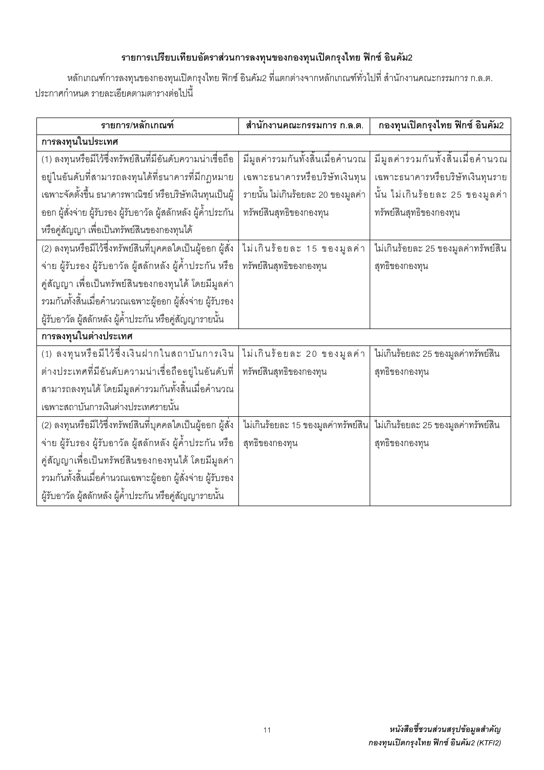## รายการเปรียบเทียบอัตราส่วนการลงทุนของกองทุนเปิดกรุงไทย ฟิกซ์ อินคัม2

หลักเกณฑ์การลงทุนของกองทุนเปิดกรุงไทย ฟิกซ์ อินคัม2 ที่แตกต่างจากหลักเกณฑ์ทั่วไปที่ สำนักงานคณะกรรมการ ก.ล.ต. ประกาศกำหนด รายละเอียดตามตารางต่อไปนี้

| รายการ/หลักเกณฑ์ | สำนักงานคณะกรรมการ ก.ล.ต. | กองทุนเปิดกรุงไทย ฟิกซ์ อินคัม2 |
|---|---|---|
| **การลงทุนในประเทศ** | | |
| (1) ลงทุนหรือมีไว้ซึ่งทรัพย์สินที่มีอันดับความน่าเชื่อถืออยู่ในอันดับที่สามารถลงทุนได้ที่ธนาคารที่มีกฎหมายเฉพาะจัดตั้งขึ้น ธนาคารพาณิชย์ หรือบริษัทเงินทุนเป็นผู้ออก ผู้สั่งจ่าย ผู้รับรอง ผู้รับอาวัล ผู้สลักหลัง ผู้ค้ำประกัน หรือคู่สัญญา เพื่อเป็นทรัพย์สินของกองทุนได้ | มีมูลค่ารวมกันทั้งสิ้นเมื่อคำนวณเฉพาะธนาคารหรือบริษัทเงินทุนรายนั้น ไม่เกินร้อยละ 20 ของมูลค่าทรัพย์สินสุทธิของกองทุน | มีมูลค่ารวมกันทั้งสิ้นเมื่อคำนวณเฉพาะธนาคารหรือบริษัทเงินทุนรายนั้น ไม่เกินร้อยละ 25 ของมูลค่าทรัพย์สินสุทธิของกองทุน |
| (2) ลงทุนหรือมีไว้ซึ่งทรัพย์สินที่บุคคลใดเป็นผู้ออก ผู้สั่งจ่าย ผู้รับรอง ผู้รับอาวัล ผู้สลักหลัง ผู้ค้ำประกัน หรือคู่สัญญา เพื่อเป็นทรัพย์สินของกองทุนได้ โดยมีมูลค่ารวมกันทั้งสิ้นเมื่อคำนวณเฉพาะผู้ออก ผู้สั่งจ่าย ผู้รับรอง ผู้รับอาวัล ผู้สลักหลัง ผู้ค้ำประกัน หรือคู่สัญญารายนั้น | ไม่เกินร้อยละ 15 ของมูลค่าทรัพย์สินสุทธิของกองทุน | ไม่เกินร้อยละ 25 ของมูลค่าทรัพย์สินสุทธิของกองทุน |
| **การลงทุนในต่างประเทศ** | | |
| (1) ลงทุนหรือมีไว้ซึ่งเงินฝากในสถาบันการเงินต่างประเทศที่มีอันดับความน่าเชื่อถืออยู่ในอันดับที่สามารถลงทุนได้ โดยมีมูลค่ารวมกันทั้งสิ้นเมื่อคำนวณเฉพาะสถาบันการเงินต่างประเทศรายนั้น | ไม่เกินร้อยละ 20 ของมูลค่าทรัพย์สินสุทธิของกองทุน | ไม่เกินร้อยละ 25 ของมูลค่าทรัพย์สินสุทธิของกองทุน |
| (2) ลงทุนหรือมีไว้ซึ่งทรัพย์สินที่บุคคลใดเป็นผู้ออก ผู้สั่งจ่าย ผู้รับรอง ผู้รับอาวัล ผู้สลักหลัง ผู้ค้ำประกัน หรือคู่สัญญาเพื่อเป็นทรัพย์สินของกองทุนได้ โดยมีมูลค่ารวมกันทั้งสิ้นเมื่อคำนวณเฉพาะผู้ออก ผู้สั่งจ่าย ผู้รับรอง ผู้รับอาวัล ผู้สลักหลัง ผู้ค้ำประกัน หรือคู่สัญญารายนั้น | ไม่เกินร้อยละ 15 ของมูลค่าทรัพย์สินสุทธิของกองทุน | ไม่เกินร้อยละ 25 ของมูลค่าทรัพย์สินสุทธิของกองทุน |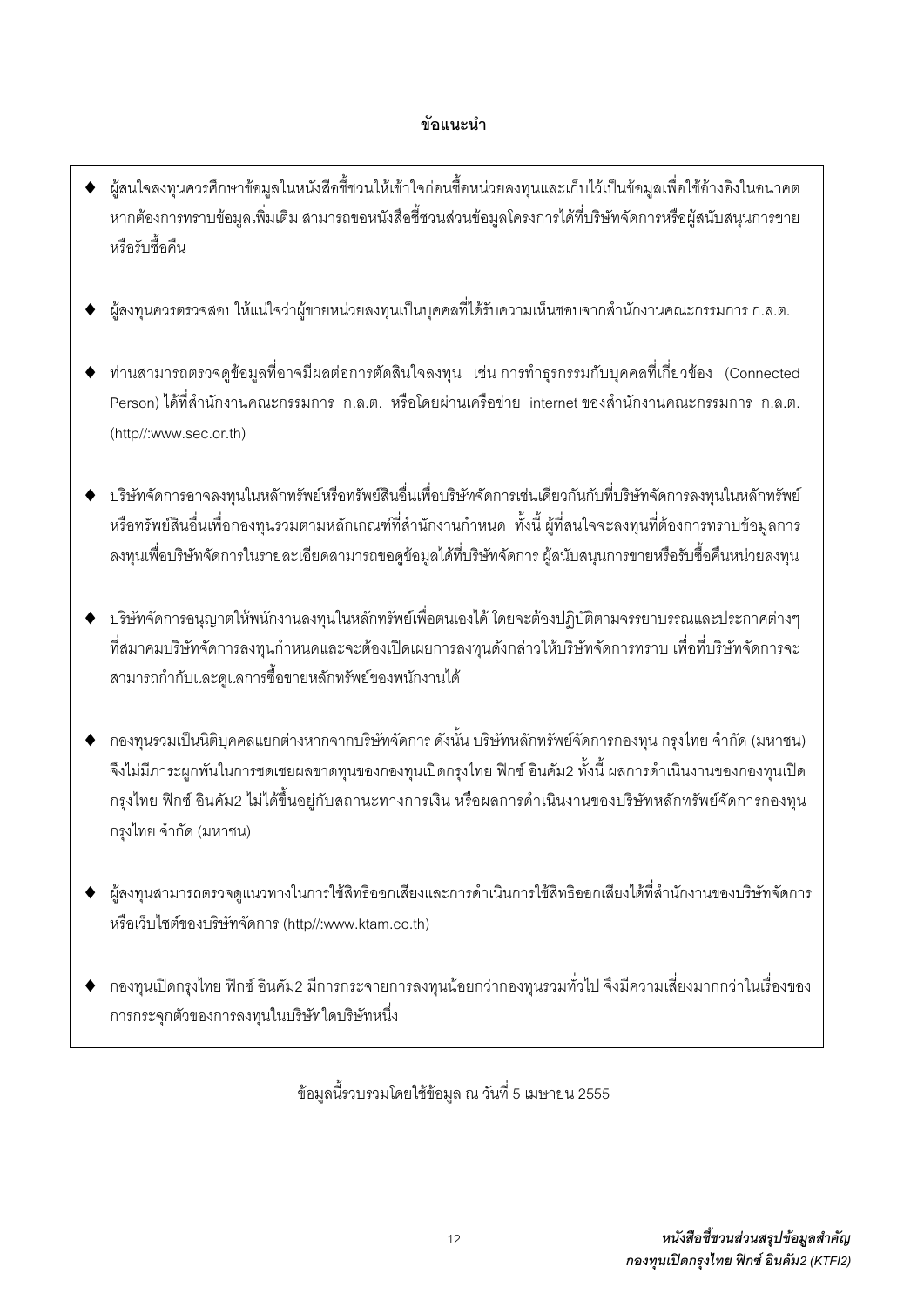## ข้อแนะนำ

- ผู้สนใจลงทุนควรศึกษาข้อมูลในหนังสือชี้ชวนให้เข้าใจก่อนซื้อหน่วยลงทุนและเก็บไว้เป็นข้อมูลเพื่อใช้อ้างอิงในอนาคต หากต้องการทราบข้อมูลเพิ่มเติม สามารถขอหนังสือชี้ชวนส่วนข้อมูลโครงการได้ที่บริษัทจัดการหรือผู้สนับสนุนการขายหรือรับซื้อคืน

- ผู้ลงทุนควรตรวจสอบให้แน่ใจว่าผู้ขายหน่วยลงทุนเป็นบุคคลที่ได้รับความเห็นชอบจากสำนักงานคณะกรรมการ ก.ล.ต.

- ท่านสามารถตรวจดูข้อมูลที่อาจมีผลต่อการตัดสินใจลงทุน เช่น การทำธุรกรรมกับบุคคลที่เกี่ยวข้อง (Connected Person) ได้ที่สำนักงานคณะกรรมการ ก.ล.ต. หรือโดยผ่านเครือข่าย internet ของสำนักงานคณะกรรมการ ก.ล.ต. (http//:www.sec.or.th)

- บริษัทจัดการอาจลงทุนในหลักทรัพย์หรือทรัพย์สินอื่นเพื่อบริษัทจัดการเช่นเดียวกันกับที่บริษัทจัดการลงทุนในหลักทรัพย์หรือทรัพย์สินอื่นเพื่อกองทุนรวมตามหลักเกณฑ์ที่สำนักงานกำหนด ทั้งนี้ ผู้ที่สนใจจะลงทุนที่ต้องการทราบข้อมูลการลงทุนเพื่อบริษัทจัดการในรายละเอียดสามารถขอดูข้อมูลได้ที่บริษัทจัดการ ผู้สนับสนุนการขายหรือรับซื้อคืนหน่วยลงทุน

- บริษัทจัดการอนุญาตให้พนักงานลงทุนในหลักทรัพย์เพื่อตนเองได้ โดยจะต้องปฏิบัติตามจรรยาบรรณและประกาศต่างๆ ที่สมาคมบริษัทจัดการลงทุนกำหนดและจะต้องเปิดเผยการลงทุนดังกล่าวให้บริษัทจัดการทราบ เพื่อที่บริษัทจัดการจะสามารถกำกับและดูแลการซื้อขายหลักทรัพย์ของพนักงานได้

- กองทุนรวมเป็นนิติบุคคลแยกต่างหากจากบริษัทจัดการ ดังนั้น บริษัทหลักทรัพย์จัดการกองทุน กรุงไทย จำกัด (มหาชน) จึงไม่มีภาระผูกพันในการชดเชยผลขาดทุนของกองทุนเปิดกรุงไทย ฟิกซ์ อินคัม2 ทั้งนี้ ผลการดำเนินงานของกองทุนเปิดกรุงไทย ฟิกซ์ อินคัม2 ไม่ได้ขึ้นอยู่กับสถานะทางการเงิน หรือผลการดำเนินงานของบริษัทหลักทรัพย์จัดการกองทุนกรุงไทย จำกัด (มหาชน)

- ผู้ลงทุนสามารถตรวจดูแนวทางในการใช้สิทธิออกเสียงและการดำเนินการใช้สิทธิออกเสียงได้ที่สำนักงานของบริษัทจัดการหรือเว็บไซต์ของบริษัทจัดการ (http//:www.ktam.co.th)

- กองทุนเปิดกรุงไทย ฟิกซ์ อินคัม2 มีการกระจายการลงทุนน้อยกว่ากองทุนรวมทั่วไป จึงมีความเสี่ยงมากกว่าในเรื่องของการกระจุกตัวของการลงทุนในบริษัทใดบริษัทหนึ่ง

ข้อมูลนี้รวบรวมโดยใช้ข้อมูล ณ วันที่ 5 เมษายน 2555